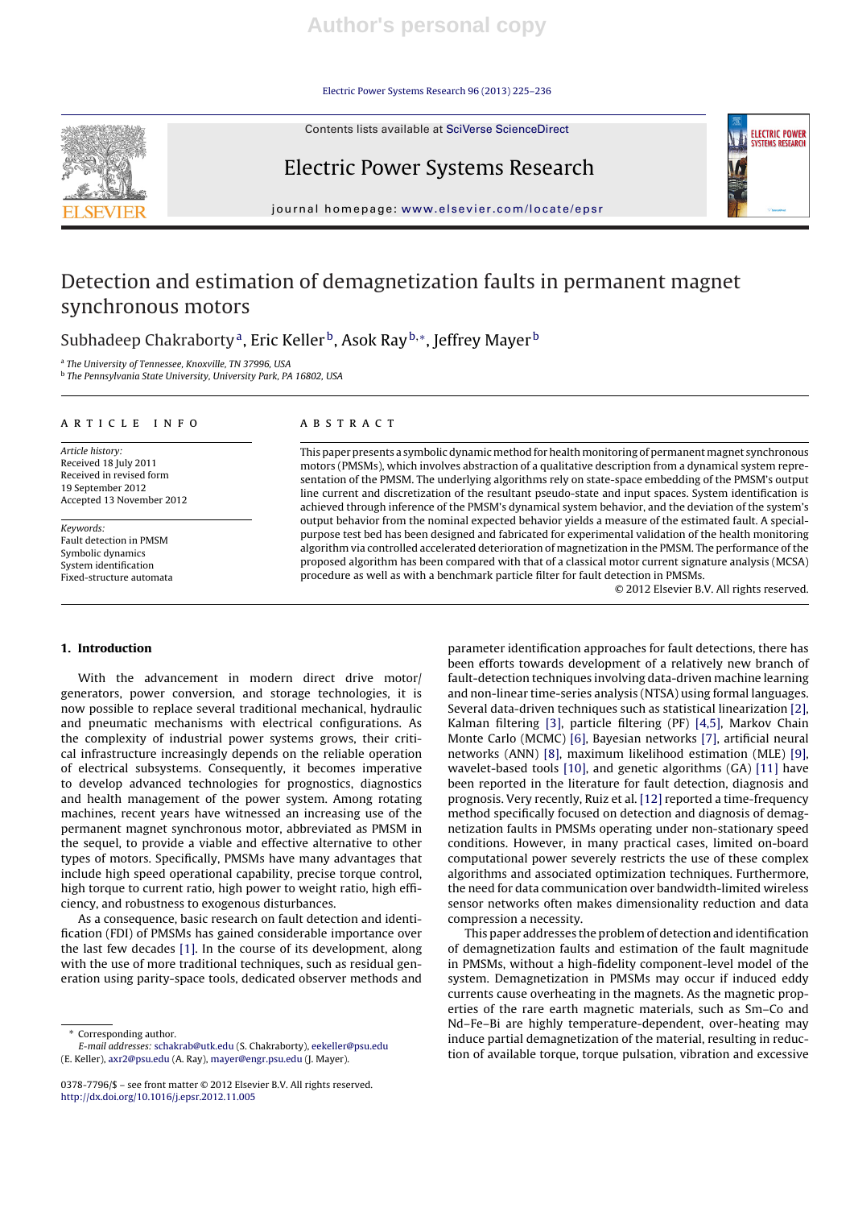# Detection and estimation of demagnetization faults in permanent magnet synchronous motors

Subhadeep Chakraborty [a], Eric Keller [b], Asok Ray [b,*], Jeffrey Mayer [b]

[a] The University of Tennessee, Knoxville, TN 37996, USA
[b] The Pennsylvania State University, University Park, PA 16802, USA

**ARTICLE INFO**

*Article history:*
Received 18 July 2011
Received in revised form
19 September 2012
Accepted 13 November 2012

*Keywords:*
Fault detection in PMSM
Symbolic dynamics
System identification
Fixed-structure automata

**ABSTRACT**

This paper presents a symbolic dynamic method for health monitoring of permanent magnet synchronous motors (PMSMs), which involves abstraction of a qualitative description from a dynamical system representation of the PMSM. The underlying algorithms rely on state-space embedding of the PMSM's output line current and discretization of the resultant pseudo-state and input spaces. System identification is achieved through inference of the PMSM's dynamical system behavior, and the deviation of the system's output behavior from the nominal expected behavior yields a measure of the estimated fault. A special-purpose test bed has been designed and fabricated for experimental validation of the health monitoring algorithm via controlled accelerated deterioration of magnetization in the PMSM. The performance of the proposed algorithm has been compared with that of a classical motor current signature analysis (MCSA) procedure as well as with a benchmark particle filter for fault detection in PMSMs.

© 2012 Elsevier B.V. All rights reserved.

## 1. Introduction

With the advancement in modern direct drive motor/generators, power conversion, and storage technologies, it is now possible to replace several traditional mechanical, hydraulic and pneumatic mechanisms with electrical configurations. As the complexity of industrial power systems grows, their critical infrastructure increasingly depends on the reliable operation of electrical subsystems. Consequently, it becomes imperative to develop advanced technologies for prognostics, diagnostics and health management of the power system. Among rotating machines, recent years have witnessed an increasing use of the permanent magnet synchronous motor, abbreviated as PMSM in the sequel, to provide a viable and effective alternative to other types of motors. Specifically, PMSMs have many advantages that include high speed operational capability, precise torque control, high torque to current ratio, high power to weight ratio, high efficiency, and robustness to exogenous disturbances.

As a consequence, basic research on fault detection and identification (FDI) of PMSMs has gained considerable importance over the last few decades [1]. In the course of its development, along with the use of more traditional techniques, such as residual generation using parity-space tools, dedicated observer methods and parameter identification approaches for fault detections, there has been efforts towards development of a relatively new branch of fault-detection techniques involving data-driven machine learning and non-linear time-series analysis (NTSA) using formal languages. Several data-driven techniques such as statistical linearization [2], Kalman filtering [3], particle filtering (PF) [4,5], Markov Chain Monte Carlo (MCMC) [6], Bayesian networks [7], artificial neural networks (ANN) [8], maximum likelihood estimation (MLE) [9], wavelet-based tools [10], and genetic algorithms (GA) [11] have been reported in the literature for fault detection, diagnosis and prognosis. Very recently, Ruiz et al. [12] reported a time-frequency method specifically focused on detection and diagnosis of demagnetization faults in PMSMs operating under non-stationary speed conditions. However, in many practical cases, limited on-board computational power severely restricts the use of these complex algorithms and associated optimization techniques. Furthermore, the need for data communication over bandwidth-limited wireless sensor networks often makes dimensionality reduction and data compression a necessity.

This paper addresses the problem of detection and identification of demagnetization faults and estimation of the fault magnitude in PMSMs, without a high-fidelity component-level model of the system. Demagnetization in PMSMs may occur if induced eddy currents cause overheating in the magnets. As the magnetic properties of the rare earth magnetic materials, such as Sm–Co and Nd–Fe–Bi are highly temperature-dependent, over-heating may induce partial demagnetization of the material, resulting in reduction of available torque, torque pulsation, vibration and excessive

* Corresponding author.
*E-mail addresses:* schakrab@utk.edu (S. Chakraborty), eekeller@psu.edu (E. Keller), axr2@psu.edu (A. Ray), mayer@engr.psu.edu (J. Mayer).

0378-7796/$ – see front matter © 2012 Elsevier B.V. All rights reserved.
http://dx.doi.org/10.1016/j.epsr.2012.11.005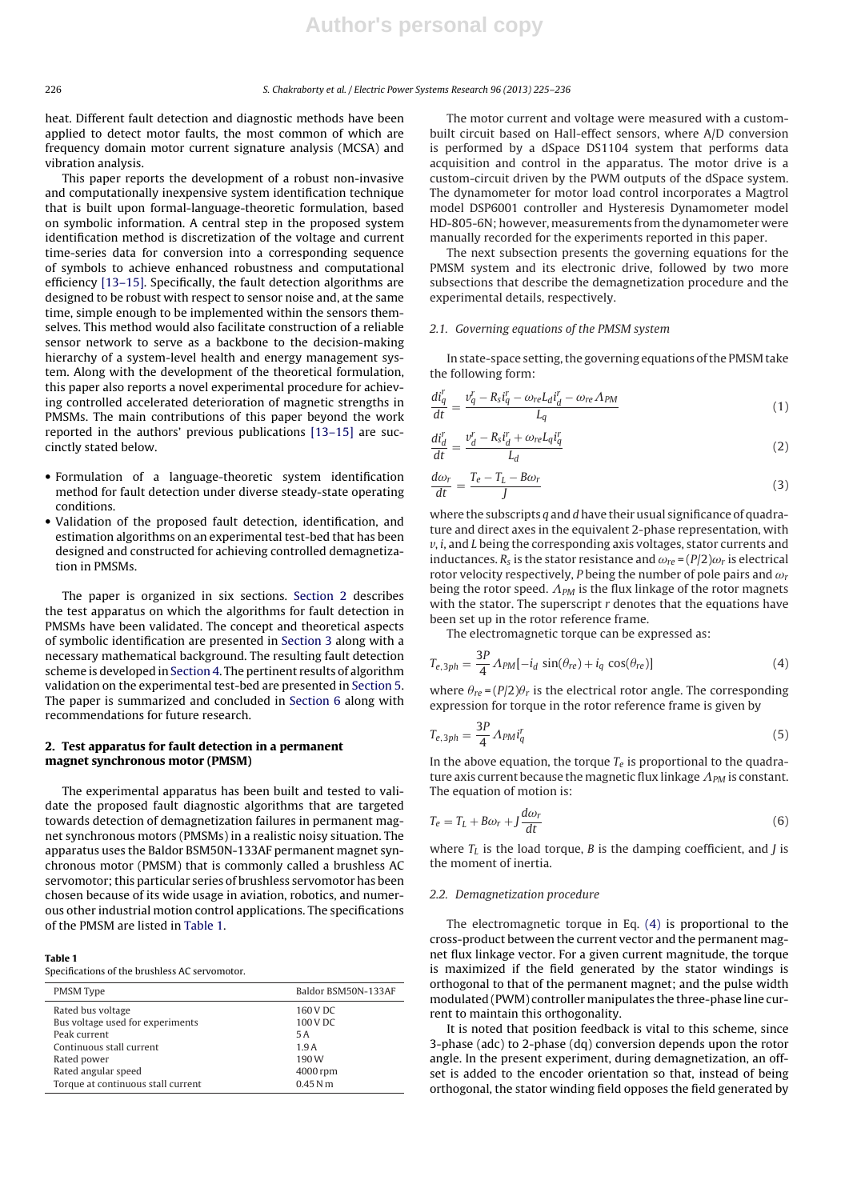heat. Different fault detection and diagnostic methods have been applied to detect motor faults, the most common of which are frequency domain motor current signature analysis (MCSA) and vibration analysis.

This paper reports the development of a robust non-invasive and computationally inexpensive system identification technique that is built upon formal-language-theoretic formulation, based on symbolic information. A central step in the proposed system identification method is discretization of the voltage and current time-series data for conversion into a corresponding sequence of symbols to achieve enhanced robustness and computational efficiency [13–15]. Specifically, the fault detection algorithms are designed to be robust with respect to sensor noise and, at the same time, simple enough to be implemented within the sensors themselves. This method would also facilitate construction of a reliable sensor network to serve as a backbone to the decision-making hierarchy of a system-level health and energy management system. Along with the development of the theoretical formulation, this paper also reports a novel experimental procedure for achieving controlled accelerated deterioration of magnetic strengths in PMSMs. The main contributions of this paper beyond the work reported in the authors' previous publications [13–15] are succinctly stated below.

- Formulation of a language-theoretic system identification method for fault detection under diverse steady-state operating conditions.
- Validation of the proposed fault detection, identification, and estimation algorithms on an experimental test-bed that has been designed and constructed for achieving controlled demagnetization in PMSMs.

The paper is organized in six sections. Section 2 describes the test apparatus on which the algorithms for fault detection in PMSMs have been validated. The concept and theoretical aspects of symbolic identification are presented in Section 3 along with a necessary mathematical background. The resulting fault detection scheme is developed in Section 4. The pertinent results of algorithm validation on the experimental test-bed are presented in Section 5. The paper is summarized and concluded in Section 6 along with recommendations for future research.

## 2. Test apparatus for fault detection in a permanent magnet synchronous motor (PMSM)

The experimental apparatus has been built and tested to validate the proposed fault diagnostic algorithms that are targeted towards detection of demagnetization failures in permanent magnet synchronous motors (PMSMs) in a realistic noisy situation. The apparatus uses the Baldor BSM50N-133AF permanent magnet synchronous motor (PMSM) that is commonly called a brushless AC servomotor; this particular series of brushless servomotor has been chosen because of its wide usage in aviation, robotics, and numerous other industrial motion control applications. The specifications of the PMSM are listed in Table 1.

**Table 1**
Specifications of the brushless AC servomotor.

| PMSM Type | Baldor BSM50N-133AF |
|---|---|
| Rated bus voltage | 160 V DC |
| Bus voltage used for experiments | 100 V DC |
| Peak current | 5 A |
| Continuous stall current | 1.9 A |
| Rated power | 190 W |
| Rated angular speed | 4000 rpm |
| Torque at continuous stall current | 0.45 N m |

The motor current and voltage were measured with a custom-built circuit based on Hall-effect sensors, where A/D conversion is performed by a dSpace DS1104 system that performs data acquisition and control in the apparatus. The motor drive is a custom-circuit driven by the PWM outputs of the dSpace system. The dynamometer for motor load control incorporates a Magtrol model DSP6001 controller and Hysteresis Dynamometer model HD-805-6N; however, measurements from the dynamometer were manually recorded for the experiments reported in this paper.

The next subsection presents the governing equations for the PMSM system and its electronic drive, followed by two more subsections that describe the demagnetization procedure and the experimental details, respectively.

### 2.1. Governing equations of the PMSM system

In state-space setting, the governing equations of the PMSM take the following form:

$$\frac{di_q^r}{dt} = \frac{v_q^r - R_s i_q^r - \omega_{re} L_d i_d^r - \omega_{re} \Lambda_{PM}}{L_q} \tag{1}$$

$$\frac{di_d^r}{dt} = \frac{v_d^r - R_s i_d^r + \omega_{re} L_q i_q^r}{L_d} \tag{2}$$

$$\frac{d\omega_r}{dt} = \frac{T_e - T_L - B\omega_r}{J} \tag{3}$$

where the subscripts $q$ and $d$ have their usual significance of quadrature and direct axes in the equivalent 2-phase representation, with $v$, $i$, and $L$ being the corresponding axis voltages, stator currents and inductances. $R_s$ is the stator resistance and $\omega_{re} = (P/2)\omega_r$ is electrical rotor velocity respectively, $P$ being the number of pole pairs and $\omega_r$ being the rotor speed. $\Lambda_{PM}$ is the flux linkage of the rotor magnets with the stator. The superscript $r$ denotes that the equations have been set up in the rotor reference frame.

The electromagnetic torque can be expressed as:

$$T_{e,3ph} = \frac{3P}{4} \Lambda_{PM} [-i_d \sin(\theta_{re}) + i_q \cos(\theta_{re})] \tag{4}$$

where $\theta_{re} = (P/2)\theta_r$ is the electrical rotor angle. The corresponding expression for torque in the rotor reference frame is given by

$$T_{e,3ph} = \frac{3P}{4} \Lambda_{PM} i_q^r \tag{5}$$

In the above equation, the torque $T_e$ is proportional to the quadrature axis current because the magnetic flux linkage $\Lambda_{PM}$ is constant. The equation of motion is:

$$T_e = T_L + B\omega_r + J\frac{d\omega_r}{dt} \tag{6}$$

where $T_L$ is the load torque, $B$ is the damping coefficient, and $J$ is the moment of inertia.

### 2.2. Demagnetization procedure

The electromagnetic torque in Eq. (4) is proportional to the cross-product between the current vector and the permanent magnet flux linkage vector. For a given current magnitude, the torque is maximized if the field generated by the stator windings is orthogonal to that of the permanent magnet; and the pulse width modulated (PWM) controller manipulates the three-phase line current to maintain this orthogonality.

It is noted that position feedback is vital to this scheme, since 3-phase (adc) to 2-phase (dq) conversion depends upon the rotor angle. In the present experiment, during demagnetization, an offset is added to the encoder orientation so that, instead of being orthogonal, the stator winding field opposes the field generated by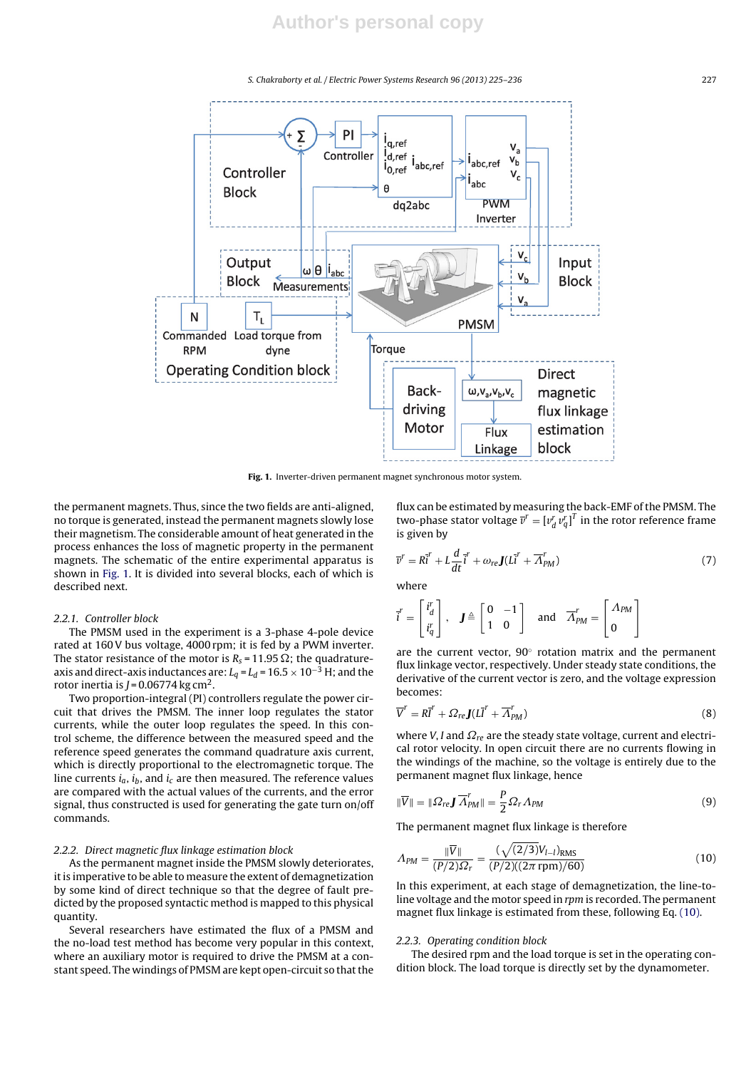Fig. 1. Inverter-driven permanent magnet synchronous motor system.

the permanent magnets. Thus, since the two fields are anti-aligned, no torque is generated, instead the permanent magnets slowly lose their magnetism. The considerable amount of heat generated in the process enhances the loss of magnetic property in the permanent magnets. The schematic of the entire experimental apparatus is shown in Fig. 1. It is divided into several blocks, each of which is described next.

#### 2.2.1. Controller block

The PMSM used in the experiment is a 3-phase 4-pole device rated at 160 V bus voltage, 4000 rpm; it is fed by a PWM inverter. The stator resistance of the motor is $R_s = 11.95\,\Omega$; the quadrature-axis and direct-axis inductances are: $L_q = L_d = 16.5 \times 10^{-3}$ H; and the rotor inertia is $J = 0.06774\ \mathrm{kg\,cm^2}$.

Two proportion-integral (PI) controllers regulate the power circuit that drives the PMSM. The inner loop regulates the stator currents, while the outer loop regulates the speed. In this control scheme, the difference between the measured speed and the reference speed generates the command quadrature axis current, which is directly proportional to the electromagnetic torque. The line currents $i_a$, $i_b$, and $i_c$ are then measured. The reference values are compared with the actual values of the currents, and the error signal, thus constructed is used for generating the gate turn on/off commands.

#### 2.2.2. Direct magnetic flux linkage estimation block

As the permanent magnet inside the PMSM slowly deteriorates, it is imperative to be able to measure the extent of demagnetization by some kind of direct technique so that the degree of fault predicted by the proposed syntactic method is mapped to this physical quantity.

Several researchers have estimated the flux of a PMSM and the no-load test method has become very popular in this context, where an auxiliary motor is required to drive the PMSM at a constant speed. The windings of PMSM are kept open-circuit so that the flux can be estimated by measuring the back-EMF of the PMSM. The two-phase stator voltage $\vec{v}^r = [v_d^r\, v_q^r]^T$ in the rotor reference frame is given by

$$\vec{v}^r = R\vec{i}^r + L\frac{d}{dt}\vec{i}^r + \omega_{re}\boldsymbol{J}(L\vec{i}^r + \vec{\Lambda}_{PM}^r) \tag{7}$$

where

$$\vec{i}^r = \begin{bmatrix} i_d^r \\ i_q^r \end{bmatrix}, \quad \boldsymbol{J} \triangleq \begin{bmatrix} 0 & -1 \\ 1 & 0 \end{bmatrix} \quad \text{and} \quad \vec{\Lambda}_{PM}^r = \begin{bmatrix} \Lambda_{PM} \\ 0 \end{bmatrix}$$

are the current vector, 90° rotation matrix and the permanent flux linkage vector, respectively. Under steady state conditions, the derivative of the current vector is zero, and the voltage expression becomes:

$$\vec{V}^r = R\vec{I}^r + \Omega_{re}\boldsymbol{J}(L\vec{I}^r + \vec{\Lambda}_{PM}^r) \tag{8}$$

where $V$, $I$ and $\Omega_{re}$ are the steady state voltage, current and electrical rotor velocity. In open circuit there are no currents flowing in the windings of the machine, so the voltage is entirely due to the permanent magnet flux linkage, hence

$$\|\vec{V}\| = \|\Omega_{re}\boldsymbol{J}\,\vec{\Lambda}_{PM}^r\| = \frac{P}{2}\Omega_r\Lambda_{PM} \tag{9}$$

The permanent magnet flux linkage is therefore

$$\Lambda_{PM} = \frac{\|\vec{V}\|}{(P/2)\Omega_r} = \frac{(\sqrt{(2/3)}V_{l-l})_{\mathrm{RMS}}}{(P/2)((2\pi\,\mathrm{rpm})/60)} \tag{10}$$

In this experiment, at each stage of demagnetization, the line-to-line voltage and the motor speed in *rpm* is recorded. The permanent magnet flux linkage is estimated from these, following Eq. (10).

#### 2.2.3. Operating condition block

The desired rpm and the load torque is set in the operating condition block. The load torque is directly set by the dynamometer.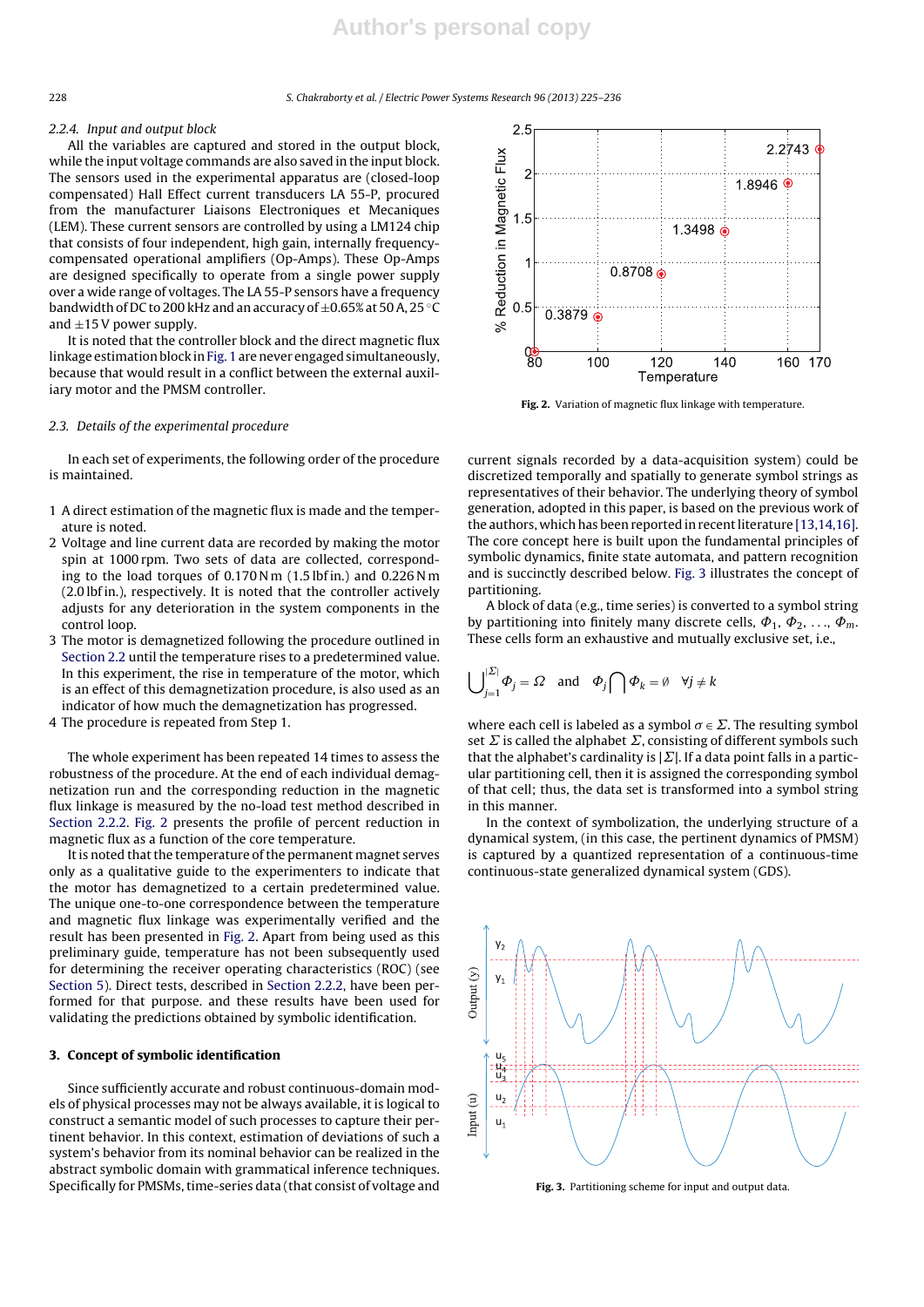#### 2.2.4. Input and output block

All the variables are captured and stored in the output block, while the input voltage commands are also saved in the input block. The sensors used in the experimental apparatus are (closed-loop compensated) Hall Effect current transducers LA 55-P, procured from the manufacturer Liaisons Electroniques et Mecaniques (LEM). These current sensors are controlled by using a LM124 chip that consists of four independent, high gain, internally frequency-compensated operational amplifiers (Op-Amps). These Op-Amps are designed specifically to operate from a single power supply over a wide range of voltages. The LA 55-P sensors have a frequency bandwidth of DC to 200 kHz and an accuracy of $\pm 0.65\%$ at 50 A, 25 °C and $\pm 15$ V power supply.

It is noted that the controller block and the direct magnetic flux linkage estimation block in Fig. 1 are never engaged simultaneously, because that would result in a conflict between the external auxiliary motor and the PMSM controller.

### 2.3. Details of the experimental procedure

In each set of experiments, the following order of the procedure is maintained.

1. A direct estimation of the magnetic flux is made and the temperature is noted.
2. Voltage and line current data are recorded by making the motor spin at 1000 rpm. Two sets of data are collected, corresponding to the load torques of 0.170 N m (1.5 lbf in.) and 0.226 N m (2.0 lbf in.), respectively. It is noted that the controller actively adjusts for any deterioration in the system components in the control loop.
3. The motor is demagnetized following the procedure outlined in Section 2.2 until the temperature rises to a predetermined value. In this experiment, the rise in temperature of the motor, which is an effect of this demagnetization procedure, is also used as an indicator of how much the demagnetization has progressed.
4. The procedure is repeated from Step 1.

The whole experiment has been repeated 14 times to assess the robustness of the procedure. At the end of each individual demagnetization run and the corresponding reduction in the magnetic flux linkage is measured by the no-load test method described in Section 2.2.2. Fig. 2 presents the profile of percent reduction in magnetic flux as a function of the core temperature.

It is noted that the temperature of the permanent magnet serves only as a qualitative guide to the experimenters to indicate that the motor has demagnetized to a certain predetermined value. The unique one-to-one correspondence between the temperature and magnetic flux linkage was experimentally verified and the result has been presented in Fig. 2. Apart from being used as this preliminary guide, temperature has not been subsequently used for determining the receiver operating characteristics (ROC) (see Section 5). Direct tests, described in Section 2.2.2, have been performed for that purpose. and these results have been used for validating the predictions obtained by symbolic identification.

**Fig. 2.** Variation of magnetic flux linkage with temperature.

## 3. Concept of symbolic identification

Since sufficiently accurate and robust continuous-domain models of physical processes may not be always available, it is logical to construct a semantic model of such processes to capture their pertinent behavior. In this context, estimation of deviations of such a system's behavior from its nominal behavior can be realized in the abstract symbolic domain with grammatical inference techniques. Specifically for PMSMs, time-series data (that consist of voltage and current signals recorded by a data-acquisition system) could be discretized temporally and spatially to generate symbol strings as representatives of their behavior. The underlying theory of symbol generation, adopted in this paper, is based on the previous work of the authors, which has been reported in recent literature [13,14,16]. The core concept here is built upon the fundamental principles of symbolic dynamics, finite state automata, and pattern recognition and is succinctly described below. Fig. 3 illustrates the concept of partitioning.

A block of data (e.g., time series) is converted to a symbol string by partitioning into finitely many discrete cells, $\Phi_1, \Phi_2, \ldots, \Phi_m$. These cells form an exhaustive and mutually exclusive set, i.e.,

$$\bigcup_{j=1}^{|\Sigma|} \Phi_j = \Omega \quad \text{and} \quad \Phi_j \bigcap \Phi_k = \emptyset \quad \forall j \neq k$$

where each cell is labeled as a symbol $\sigma \in \Sigma$. The resulting symbol set $\Sigma$ is called the alphabet $\Sigma$, consisting of different symbols such that the alphabet's cardinality is $|\Sigma|$. If a data point falls in a particular partitioning cell, then it is assigned the corresponding symbol of that cell; thus, the data set is transformed into a symbol string in this manner.

In the context of symbolization, the underlying structure of a dynamical system, (in this case, the pertinent dynamics of PMSM) is captured by a quantized representation of a continuous-time continuous-state generalized dynamical system (GDS).

**Fig. 3.** Partitioning scheme for input and output data.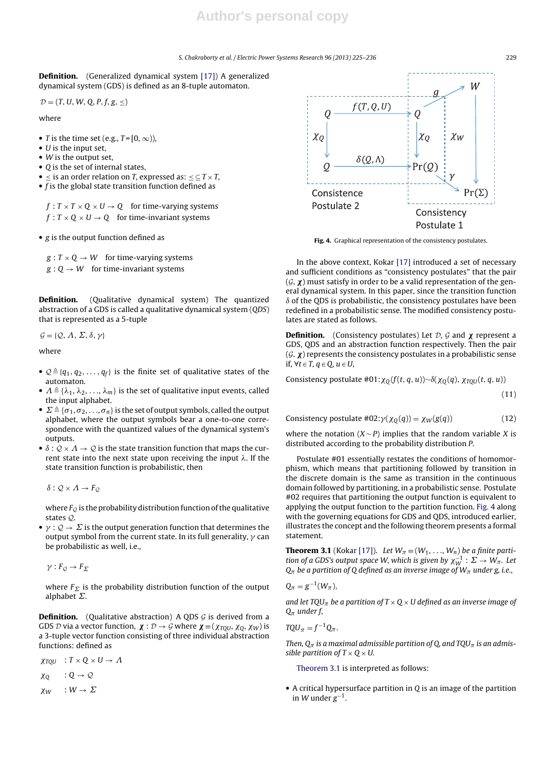**Definition.** (Generalized dynamical system [17]) A generalized dynamical system (GDS) is defined as an 8-tuple automaton.

$$\mathcal{D} = (T, U, W, Q, P, f, g, \leq)$$

where

- $T$ is the time set (e.g., $T = [0, \infty)$),
- $U$ is the input set,
- $W$ is the output set,
- $Q$ is the set of internal states,
- $\leq$ is an order relation on $T$, expressed as: $\leq \subseteq T \times T$,
- $f$ is the global state transition function defined as

$$f : T \times T \times Q \times U \to Q \quad \text{for time-varying systems}$$
$$f : T \times Q \times U \to Q \quad \text{for time-invariant systems}$$

- $g$ is the output function defined as

$$g : T \times Q \to W \quad \text{for time-varying systems}$$
$$g : Q \to W \quad \text{for time-invariant systems}$$

**Definition.** (Qualitative dynamical system) The quantized abstraction of a GDS is called a qualitative dynamical system (*QDS*) that is represented as a 5-tuple

$$\mathcal{G} = \{\mathcal{Q}, \Lambda, \Sigma, \delta, \gamma\}$$

where

- $\mathcal{Q} \triangleq \{q_1, q_2, \ldots, q_f\}$ is the finite set of qualitative states of the automaton.
- $\Lambda \triangleq \{\lambda_1, \lambda_2, \ldots, \lambda_m\}$ is the set of qualitative input events, called the input alphabet.
- $\Sigma \triangleq \{\sigma_1, \sigma_2, \ldots, \sigma_n\}$ is the set of output symbols, called the output alphabet, where the output symbols bear a one-to-one correspondence with the quantized values of the dynamical system's outputs.
- $\delta : \mathcal{Q} \times \Lambda \to \mathcal{Q}$ is the state transition function that maps the current state into the next state upon receiving the input $\lambda$. If the state transition function is probabilistic, then

$$\delta : \mathcal{Q} \times \Lambda \to F_{\mathcal{Q}}$$

where $F_{\mathcal{Q}}$ is the probability distribution function of the qualitative states $\mathcal{Q}$.
- $\gamma : \mathcal{Q} \to \Sigma$ is the output generation function that determines the output symbol from the current state. In its full generality, $\gamma$ can be probabilistic as well, i.e.,

$$\gamma : F_{\mathcal{Q}} \to F_{\Sigma}$$

where $F_{\Sigma}$ is the probability distribution function of the output alphabet $\Sigma$.

**Definition.** (Qualitative abstraction) A QDS $\mathcal{G}$ is derived from a GDS $\mathcal{D}$ via a vector function, $\boldsymbol{\chi} : \mathcal{D} \to \mathcal{G}$ where $\boldsymbol{\chi} \equiv (\chi_{TQU}, \chi_Q, \chi_W)$ is a 3-tuple vector function consisting of three individual abstraction functions: defined as

$$\chi_{TQU} \quad : T \times Q \times U \to \Lambda$$
$$\chi_Q \quad : Q \to \mathcal{Q}$$
$$\chi_W \quad : W \to \Sigma$$

Fig. 4. Graphical representation of the consistency postulates.

In the above context, Kokar [17] introduced a set of necessary and sufficient conditions as "consistency postulates" that the pair $(\mathcal{G}, \boldsymbol{\chi})$ must satisfy in order to be a valid representation of the general dynamical system. In this paper, since the transition function $\delta$ of the QDS is probabilistic, the consistency postulates have been redefined in a probabilistic sense. The modified consistency postulates are stated as follows.

**Definition.** (Consistency postulates) Let $\mathcal{D}$, $\mathcal{G}$ and $\boldsymbol{\chi}$ represent a GDS, QDS and an abstraction function respectively. Then the pair $(\mathcal{G}, \boldsymbol{\chi})$ represents the consistency postulates in a probabilistic sense if, $\forall t \in T$, $q \in Q$, $u \in U$,

$$\text{Consistency postulate \#01:} \chi_Q(f(t, q, u)) \sim \delta(\chi_Q(q), \chi_{TQU}(t, q, u)) \tag{11}$$

$$\text{Consistency postulate \#02:} \gamma(\chi_Q(q)) = \chi_W(g(q)) \tag{12}$$

where the notation $(X \sim P)$ implies that the random variable $X$ is distributed according to the probability distribution $P$.

Postulate #01 essentially restates the conditions of homomorphism, which means that partitioning followed by transition in the discrete domain is the same as transition in the continuous domain followed by partitioning, in a probabilistic sense. Postulate #02 requires that partitioning the output function is equivalent to applying the output function to the partition function. Fig. 4 along with the governing equations for GDS and QDS, introduced earlier, illustrates the concept and the following theorem presents a formal statement.

**Theorem 3.1** (Kokar [17]). *Let $W_\pi \equiv (W_1, \ldots, W_n)$ be a finite partition of a GDS's output space W, which is given by $\chi_W^{-1} : \Sigma \to W_\pi$. Let $Q_\pi$ be a partition of Q defined as an inverse image of $W_\pi$ under g, i.e.,*

$$Q_\pi = g^{-1}(W_\pi),$$

*and let $TQU_\pi$ be a partition of $T \times Q \times U$ defined as an inverse image of $Q_\pi$ under f,*

$$TQU_\pi = f^{-1}Q_\pi.$$

*Then, $Q_\pi$ is a maximal admissible partition of Q, and $TQU_\pi$ is an admissible partition of $T \times Q \times U$.*

Theorem 3.1 is interpreted as follows:

- A critical hypersurface partition in $Q$ is an image of the partition in $W$ under $g^{-1}$.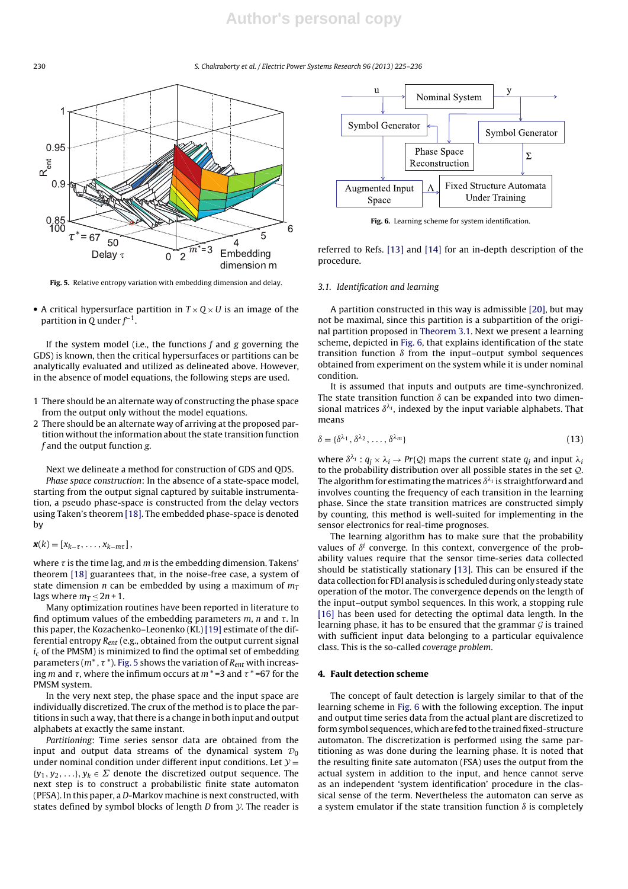Fig. 5. Relative entropy variation with embedding dimension and delay.

- A critical hypersurface partition in $T \times Q \times U$ is an image of the partition in $Q$ under $f^{-1}$.

If the system model (i.e., the functions $f$ and $g$ governing the GDS) is known, then the critical hypersurfaces or partitions can be analytically evaluated and utilized as delineated above. However, in the absence of model equations, the following steps are used.

1 There should be an alternate way of constructing the phase space from the output only without the model equations.
2 There should be an alternate way of arriving at the proposed partition without the information about the state transition function $f$ and the output function $g$.

Next we delineate a method for construction of GDS and QDS.

*Phase space construction*: In the absence of a state-space model, starting from the output signal captured by suitable instrumentation, a pseudo phase-space is constructed from the delay vectors using Taken's theorem [18]. The embedded phase-space is denoted by

$$\mathbf{x}(k) = [x_{k-\tau}, \ldots, x_{k-m\tau}],$$

where $\tau$ is the time lag, and $m$ is the embedding dimension. Takens' theorem [18] guarantees that, in the noise-free case, a system of state dimension $n$ can be embedded by using a maximum of $m_T$ lags where $m_T \leq 2n+1$.

Many optimization routines have been reported in literature to find optimum values of the embedding parameters $m$, $n$ and $\tau$. In this paper, the Kozachenko–Leonenko (KL) [19] estimate of the differential entropy $R_{ent}$ (e.g., obtained from the output current signal $i_c$ of the PMSM) is minimized to find the optimal set of embedding parameters $(m^*, \tau^*)$. Fig. 5 shows the variation of $R_{ent}$ with increasing $m$ and $\tau$, where the infimum occurs at $m^*$=3 and $\tau^*$=67 for the PMSM system.

In the very next step, the phase space and the input space are individually discretized. The crux of the method is to place the partitions in such a way, that there is a change in both input and output alphabets at exactly the same instant.

*Partitioning*: Time series sensor data are obtained from the input and output data streams of the dynamical system $\mathcal{D}_0$ under nominal condition under different input conditions. Let $\mathcal{Y} = \{y_1, y_2, \ldots\}$, $y_k \in \Sigma$ denote the discretized output sequence. The next step is to construct a probabilistic finite state automaton (PFSA). In this paper, a $D$-Markov machine is next constructed, with states defined by symbol blocks of length $D$ from $\mathcal{Y}$. The reader is referred to Refs. [13] and [14] for an in-depth description of the procedure.

Fig. 6. Learning scheme for system identification.

### 3.1. Identification and learning

A partition constructed in this way is admissible [20], but may not be maximal, since this partition is a subpartition of the original partition proposed in Theorem 3.1. Next we present a learning scheme, depicted in Fig. 6, that explains identification of the state transition function $\delta$ from the input–output symbol sequences obtained from experiment on the system while it is under nominal condition.

It is assumed that inputs and outputs are time-synchronized. The state transition function $\delta$ can be expanded into two dimensional matrices $\delta^{\lambda_i}$, indexed by the input variable alphabets. That means

$$\delta = \{\delta^{\lambda_1}, \delta^{\lambda_2}, \ldots, \delta^{\lambda_m}\} \tag{13}$$

where $\delta^{\lambda_i} : q_j \times \lambda_i \rightarrow Pr\{\mathcal{Q}\}$ maps the current state $q_j$ and input $\lambda_i$ to the probability distribution over all possible states in the set $\mathcal{Q}$. The algorithm for estimating the matrices $\delta^{\lambda_i}$ is straightforward and involves counting the frequency of each transition in the learning phase. Since the state transition matrices are constructed simply by counting, this method is well-suited for implementing in the sensor electronics for real-time prognoses.

The learning algorithm has to make sure that the probability values of $\delta^i$ converge. In this context, convergence of the probability values require that the sensor time-series data collected should be statistically stationary [13]. This can be ensured if the data collection for FDI analysis is scheduled during only steady state operation of the motor. The convergence depends on the length of the input–output symbol sequences. In this work, a stopping rule [16] has been used for detecting the optimal data length. In the learning phase, it has to be ensured that the grammar $\mathcal{G}$ is trained with sufficient input data belonging to a particular equivalence class. This is the so-called *coverage problem*.

## 4. Fault detection scheme

The concept of fault detection is largely similar to that of the learning scheme in Fig. 6 with the following exception. The input and output time series data from the actual plant are discretized to form symbol sequences, which are fed to the trained fixed-structure automaton. The discretization is performed using the same partitioning as was done during the learning phase. It is noted that the resulting finite sate automaton (FSA) uses the output from the actual system in addition to the input, and hence cannot serve as an independent 'system identification' procedure in the classical sense of the term. Nevertheless the automaton can serve as a system emulator if the state transition function $\delta$ is completely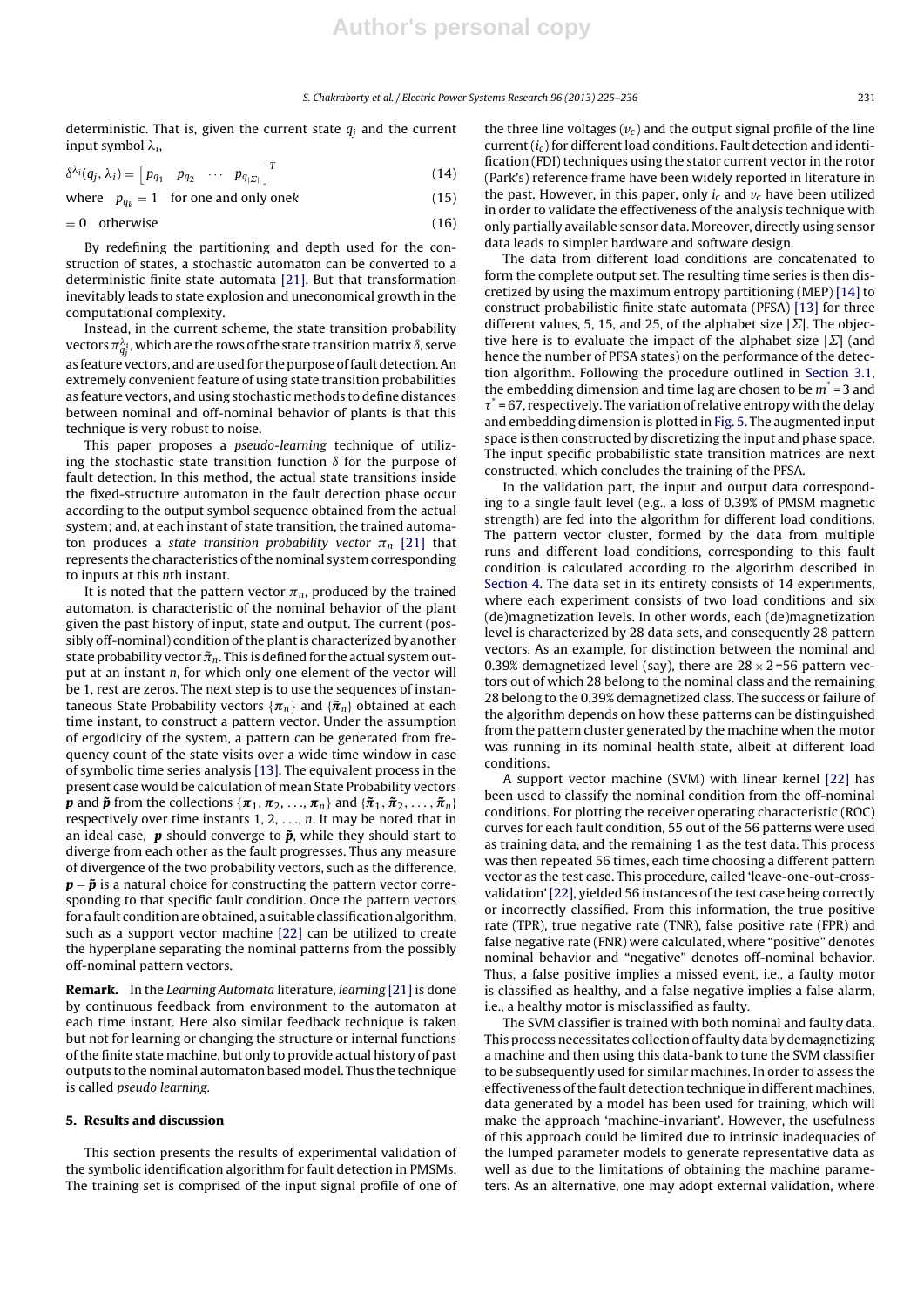deterministic. That is, given the current state $q_j$ and the current input symbol $\lambda_i$,

$$\delta^{\lambda_i}(q_j, \lambda_i) = \begin{bmatrix} p_{q_1} & p_{q_2} & \cdots & p_{q_{|\Sigma|}} \end{bmatrix}^T \tag{14}$$

$$\text{where} \quad p_{q_k} = 1 \quad \text{for one and only one} k \tag{15}$$

$$= 0 \quad \text{otherwise} \tag{16}$$

By redefining the partitioning and depth used for the construction of states, a stochastic automaton can be converted to a deterministic finite state automata [21]. But that transformation inevitably leads to state explosion and uneconomical growth in the computational complexity.

Instead, in the current scheme, the state transition probability vectors $\pi_{q_j}^{\lambda_i}$, which are the rows of the state transition matrix $\delta$, serve as feature vectors, and are used for the purpose of fault detection. An extremely convenient feature of using state transition probabilities as feature vectors, and using stochastic methods to define distances between nominal and off-nominal behavior of plants is that this technique is very robust to noise.

This paper proposes a *pseudo-learning* technique of utilizing the stochastic state transition function $\delta$ for the purpose of fault detection. In this method, the actual state transitions inside the fixed-structure automaton in the fault detection phase occur according to the output symbol sequence obtained from the actual system; and, at each instant of state transition, the trained automaton produces a *state transition probability vector* $\pi_n$ [21] that represents the characteristics of the nominal system corresponding to inputs at this $n$th instant.

It is noted that the pattern vector $\pi_n$, produced by the trained automaton, is characteristic of the nominal behavior of the plant given the past history of input, state and output. The current (possibly off-nominal) condition of the plant is characterized by another state probability vector $\tilde{\pi}_n$. This is defined for the actual system output at an instant $n$, for which only one element of the vector will be 1, rest are zeros. The next step is to use the sequences of instantaneous State Probability vectors $\{\boldsymbol{\pi}_n\}$ and $\{\tilde{\boldsymbol{\pi}}_n\}$ obtained at each time instant, to construct a pattern vector. Under the assumption of ergodicity of the system, a pattern can be generated from frequency count of the state visits over a wide time window in case of symbolic time series analysis [13]. The equivalent process in the present case would be calculation of mean State Probability vectors $\boldsymbol{p}$ and $\tilde{\boldsymbol{p}}$ from the collections $\{\boldsymbol{\pi}_1, \boldsymbol{\pi}_2, \ldots, \boldsymbol{\pi}_n\}$ and $\{\tilde{\boldsymbol{\pi}}_1, \tilde{\boldsymbol{\pi}}_2, \ldots, \tilde{\boldsymbol{\pi}}_n\}$ respectively over time instants 1, 2, ..., $n$. It may be noted that in an ideal case, $\boldsymbol{p}$ should converge to $\tilde{\boldsymbol{p}}$, while they should start to diverge from each other as the fault progresses. Thus any measure of divergence of the two probability vectors, such as the difference, $\boldsymbol{p} - \tilde{\boldsymbol{p}}$ is a natural choice for constructing the pattern vector corresponding to that specific fault condition. Once the pattern vectors for a fault condition are obtained, a suitable classification algorithm, such as a support vector machine [22] can be utilized to create the hyperplane separating the nominal patterns from the possibly off-nominal pattern vectors.

**Remark.** In the *Learning Automata* literature, *learning* [21] is done by continuous feedback from environment to the automaton at each time instant. Here also similar feedback technique is taken but not for learning or changing the structure or internal functions of the finite state machine, but only to provide actual history of past outputs to the nominal automaton based model. Thus the technique is called *pseudo learning*.

## 5. Results and discussion

This section presents the results of experimental validation of the symbolic identification algorithm for fault detection in PMSMs. The training set is comprised of the input signal profile of one of the three line voltages ($v_c$) and the output signal profile of the line current ($i_c$) for different load conditions. Fault detection and identification (FDI) techniques using the stator current vector in the rotor (Park's) reference frame have been widely reported in literature in the past. However, in this paper, only $i_c$ and $v_c$ have been utilized in order to validate the effectiveness of the analysis technique with only partially available sensor data. Moreover, directly using sensor data leads to simpler hardware and software design.

The data from different load conditions are concatenated to form the complete output set. The resulting time series is then discretized by using the maximum entropy partitioning (MEP) [14] to construct probabilistic finite state automata (PFSA) [13] for three different values, 5, 15, and 25, of the alphabet size $|\Sigma|$. The objective here is to evaluate the impact of the alphabet size $|\Sigma|$ (and hence the number of PFSA states) on the performance of the detection algorithm. Following the procedure outlined in Section 3.1, the embedding dimension and time lag are chosen to be $m^* = 3$ and $\tau^* = 67$, respectively. The variation of relative entropy with the delay and embedding dimension is plotted in Fig. 5. The augmented input space is then constructed by discretizing the input and phase space. The input specific probabilistic state transition matrices are next constructed, which concludes the training of the PFSA.

In the validation part, the input and output data corresponding to a single fault level (e.g., a loss of 0.39% of PMSM magnetic strength) are fed into the algorithm for different load conditions. The pattern vector cluster, formed by the data from multiple runs and different load conditions, corresponding to this fault condition is calculated according to the algorithm described in Section 4. The data set in its entirety consists of 14 experiments, where each experiment consists of two load conditions and six (de)magnetization levels. In other words, each (de)magnetization level is characterized by 28 data sets, and consequently 28 pattern vectors. As an example, for distinction between the nominal and 0.39% demagnetized level (say), there are $28 \times 2 = 56$ pattern vectors out of which 28 belong to the nominal class and the remaining 28 belong to the 0.39% demagnetized class. The success or failure of the algorithm depends on how these patterns can be distinguished from the pattern cluster generated by the machine when the motor was running in its nominal health state, albeit at different load conditions.

A support vector machine (SVM) with linear kernel [22] has been used to classify the nominal condition from the off-nominal conditions. For plotting the receiver operating characteristic (ROC) curves for each fault condition, 55 out of the 56 patterns were used as training data, and the remaining 1 as the test data. This process was then repeated 56 times, each time choosing a different pattern vector as the test case. This procedure, called 'leave-one-out-cross-validation' [22], yielded 56 instances of the test case being correctly or incorrectly classified. From this information, the true positive rate (TPR), true negative rate (TNR), false positive rate (FPR) and false negative rate (FNR) were calculated, where "positive" denotes nominal behavior and "negative" denotes off-nominal behavior. Thus, a false positive implies a missed event, i.e., a faulty motor is classified as healthy, and a false negative implies a false alarm, i.e., a healthy motor is misclassified as faulty.

The SVM classifier is trained with both nominal and faulty data. This process necessitates collection of faulty data by demagnetizing a machine and then using this data-bank to tune the SVM classifier to be subsequently used for similar machines. In order to assess the effectiveness of the fault detection technique in different machines, data generated by a model has been used for training, which will make the approach 'machine-invariant'. However, the usefulness of this approach could be limited due to intrinsic inadequacies of the lumped parameter models to generate representative data as well as due to the limitations of obtaining the machine parameters. As an alternative, one may adopt external validation, where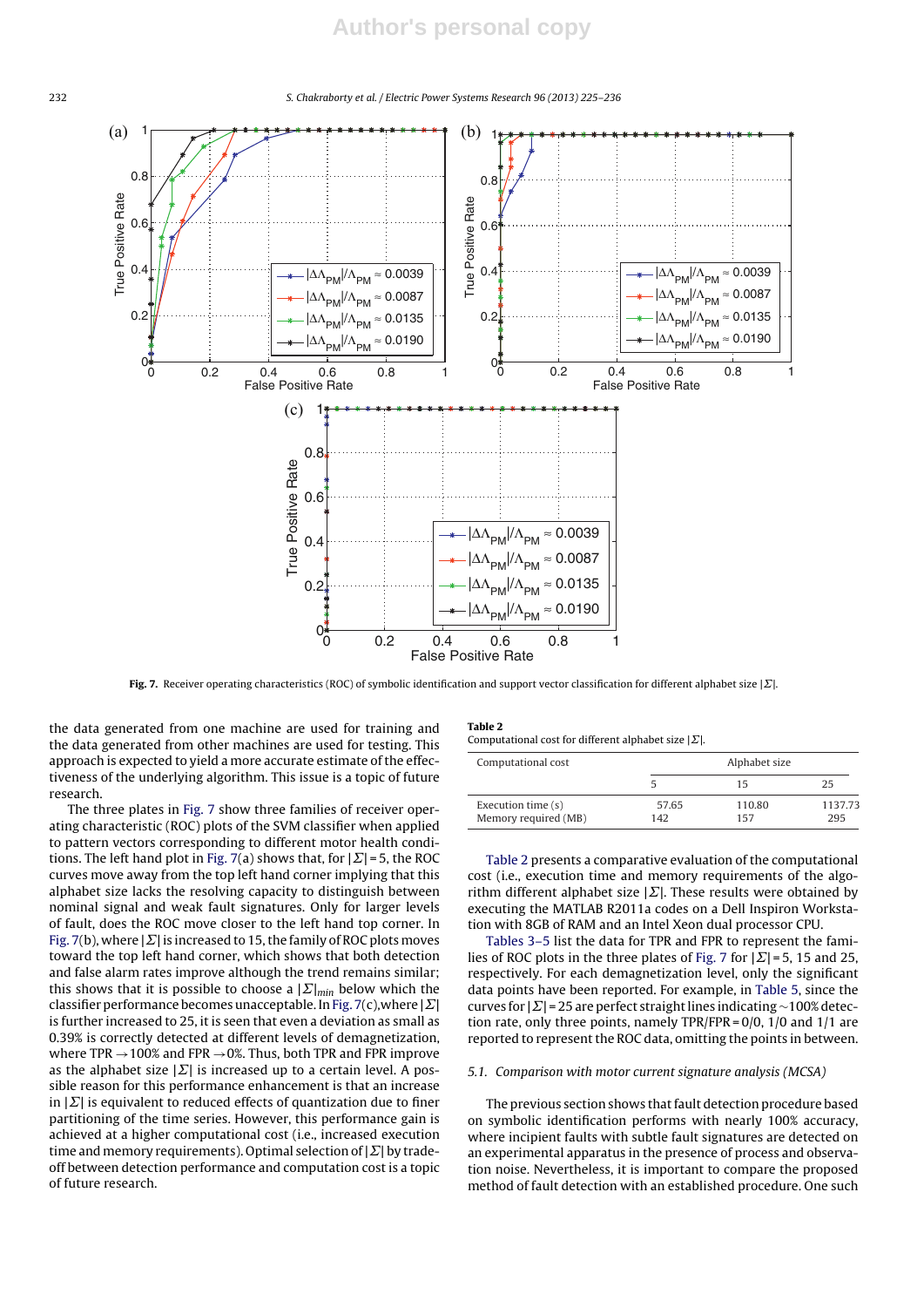Fig. 7. Receiver operating characteristics (ROC) of symbolic identification and support vector classification for different alphabet size $|\Sigma|$.

the data generated from one machine are used for training and the data generated from other machines are used for testing. This approach is expected to yield a more accurate estimate of the effectiveness of the underlying algorithm. This issue is a topic of future research.

The three plates in Fig. 7 show three families of receiver operating characteristic (ROC) plots of the SVM classifier when applied to pattern vectors corresponding to different motor health conditions. The left hand plot in Fig. 7(a) shows that, for $|\Sigma| = 5$, the ROC curves move away from the top left hand corner implying that this alphabet size lacks the resolving capacity to distinguish between nominal signal and weak fault signatures. Only for larger levels of fault, does the ROC move closer to the left hand top corner. In Fig. 7(b), where $|\Sigma|$ is increased to 15, the family of ROC plots moves toward the top left hand corner, which shows that both detection and false alarm rates improve although the trend remains similar; this shows that it is possible to choose a $|\Sigma|_{min}$ below which the classifier performance becomes unacceptable. In Fig. 7(c), where $|\Sigma|$ is further increased to 25, it is seen that even a deviation as small as 0.39% is correctly detected at different levels of demagnetization, where TPR $\to$ 100% and FPR $\to$ 0%. Thus, both TPR and FPR improve as the alphabet size $|\Sigma|$ is increased up to a certain level. A possible reason for this performance enhancement is that an increase in $|\Sigma|$ is equivalent to reduced effects of quantization due to finer partitioning of the time series. However, this performance gain is achieved at a higher computational cost (i.e., increased execution time and memory requirements). Optimal selection of $|\Sigma|$ by trade-off between detection performance and computation cost is a topic of future research.

**Table 2**
Computational cost for different alphabet size $|\Sigma|$.

| Computational cost | Alphabet size | | |
|---|---|---|---|
| | 5 | 15 | 25 |
| Execution time (s) | 57.65 | 110.80 | 1137.73 |
| Memory required (MB) | 142 | 157 | 295 |

Table 2 presents a comparative evaluation of the computational cost (i.e., execution time and memory requirements of the algorithm different alphabet size $|\Sigma|$. These results were obtained by executing the MATLAB R2011a codes on a Dell Inspiron Workstation with 8GB of RAM and an Intel Xeon dual processor CPU.

Tables 3–5 list the data for TPR and FPR to represent the families of ROC plots in the three plates of Fig. 7 for $|\Sigma| = 5$, 15 and 25, respectively. For each demagnetization level, only the significant data points have been reported. For example, in Table 5, since the curves for $|\Sigma| = 25$ are perfect straight lines indicating ~100% detection rate, only three points, namely TPR/FPR = 0/0, 1/0 and 1/1 are reported to represent the ROC data, omitting the points in between.

### 5.1. Comparison with motor current signature analysis (MCSA)

The previous section shows that fault detection procedure based on symbolic identification performs with nearly 100% accuracy, where incipient faults with subtle fault signatures are detected on an experimental apparatus in the presence of process and observation noise. Nevertheless, it is important to compare the proposed method of fault detection with an established procedure. One such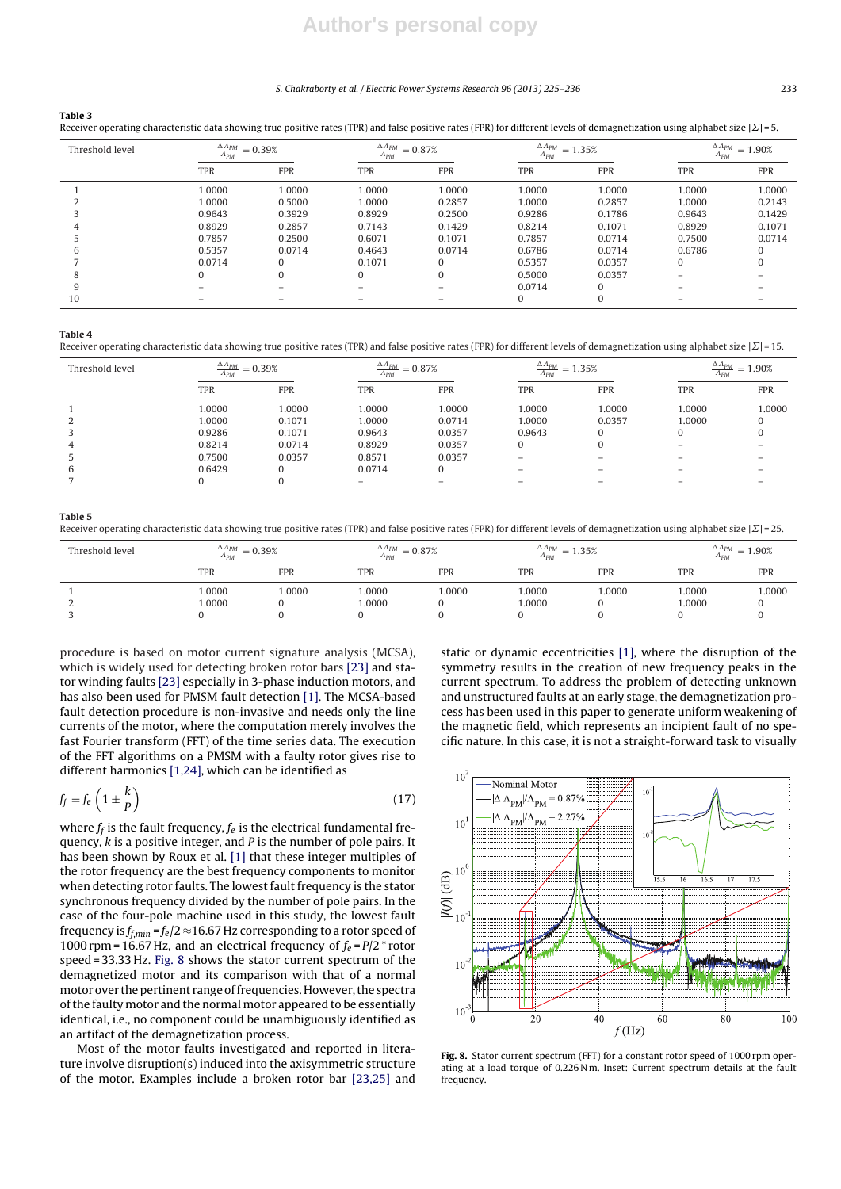**Table 3**
Receiver operating characteristic data showing true positive rates (TPR) and false positive rates (FPR) for different levels of demagnetization using alphabet size $|\Sigma| = 5$.

| Threshold level | $\frac{\Delta \Lambda_{PM}}{\Lambda_{PM}} = 0.39\%$ | | $\frac{\Delta \Lambda_{PM}}{\Lambda_{PM}} = 0.87\%$ | | $\frac{\Delta \Lambda_{PM}}{\Lambda_{PM}} = 1.35\%$ | | $\frac{\Delta \Lambda_{PM}}{\Lambda_{PM}} = 1.90\%$ | |
|---|---|---|---|---|---|---|---|---|
| | TPR | FPR | TPR | FPR | TPR | FPR | TPR | FPR |
| 1 | 1.0000 | 1.0000 | 1.0000 | 1.0000 | 1.0000 | 1.0000 | 1.0000 | 1.0000 |
| 2 | 1.0000 | 0.5000 | 1.0000 | 0.2857 | 1.0000 | 0.2857 | 1.0000 | 0.2143 |
| 3 | 0.9643 | 0.3929 | 0.8929 | 0.2500 | 0.9286 | 0.1786 | 0.9643 | 0.1429 |
| 4 | 0.8929 | 0.2857 | 0.7143 | 0.1429 | 0.8214 | 0.1071 | 0.8929 | 0.1071 |
| 5 | 0.7857 | 0.2500 | 0.6071 | 0.1071 | 0.7857 | 0.0714 | 0.7500 | 0.0714 |
| 6 | 0.5357 | 0.0714 | 0.4643 | 0.0714 | 0.6786 | 0.0714 | 0.6786 | 0 |
| 7 | 0.0714 | 0 | 0.1071 | 0 | 0.5357 | 0.0357 | 0 | 0 |
| 8 | 0 | 0 | 0 | 0 | 0.5000 | 0.0357 | – | – |
| 9 | – | – | – | – | 0.0714 | 0 | – | – |
| 10 | – | – | – | – | 0 | 0 | – | – |

**Table 4**
Receiver operating characteristic data showing true positive rates (TPR) and false positive rates (FPR) for different levels of demagnetization using alphabet size $|\Sigma| = 15$.

| Threshold level | $\frac{\Delta \Lambda_{PM}}{\Lambda_{PM}} = 0.39\%$ | | $\frac{\Delta \Lambda_{PM}}{\Lambda_{PM}} = 0.87\%$ | | $\frac{\Delta \Lambda_{PM}}{\Lambda_{PM}} = 1.35\%$ | | $\frac{\Delta \Lambda_{PM}}{\Lambda_{PM}} = 1.90\%$ | |
|---|---|---|---|---|---|---|---|---|
| | TPR | FPR | TPR | FPR | TPR | FPR | TPR | FPR |
| 1 | 1.0000 | 1.0000 | 1.0000 | 1.0000 | 1.0000 | 1.0000 | 1.0000 | 1.0000 |
| 2 | 1.0000 | 0.1071 | 1.0000 | 0.0714 | 1.0000 | 0.0357 | 1.0000 | 0 |
| 3 | 0.9286 | 0.1071 | 0.9643 | 0.0357 | 0.9643 | 0 | 0 | 0 |
| 4 | 0.8214 | 0.0714 | 0.8929 | 0.0357 | 0 | 0 | – | – |
| 5 | 0.7500 | 0.0357 | 0.8571 | 0.0357 | – | – | – | – |
| 6 | 0.6429 | 0 | 0.0714 | 0 | – | – | – | – |
| 7 | 0 | 0 | – | – | – | – | – | – |

**Table 5**
Receiver operating characteristic data showing true positive rates (TPR) and false positive rates (FPR) for different levels of demagnetization using alphabet size $|\Sigma| = 25$.

| Threshold level | $\frac{\Delta \Lambda_{PM}}{\Lambda_{PM}} = 0.39\%$ | | $\frac{\Delta \Lambda_{PM}}{\Lambda_{PM}} = 0.87\%$ | | $\frac{\Delta \Lambda_{PM}}{\Lambda_{PM}} = 1.35\%$ | | $\frac{\Delta \Lambda_{PM}}{\Lambda_{PM}} = 1.90\%$ | |
|---|---|---|---|---|---|---|---|---|
| | TPR | FPR | TPR | FPR | TPR | FPR | TPR | FPR |
| 1 | 1.0000 | 1.0000 | 1.0000 | 1.0000 | 1.0000 | 1.0000 | 1.0000 | 1.0000 |
| 2 | 1.0000 | 0 | 1.0000 | 0 | 1.0000 | 0 | 1.0000 | 0 |
| 3 | 0 | 0 | 0 | 0 | 0 | 0 | 0 | 0 |

procedure is based on motor current signature analysis (MCSA), which is widely used for detecting broken rotor bars [23] and stator winding faults [23] especially in 3-phase induction motors, and has also been used for PMSM fault detection [1]. The MCSA-based fault detection procedure is non-invasive and needs only the line currents of the motor, where the computation merely involves the fast Fourier transform (FFT) of the time series data. The execution of the FFT algorithms on a PMSM with a faulty rotor gives rise to different harmonics [1,24], which can be identified as

$$f_f = f_e \left(1 \pm \frac{k}{P}\right) \tag{17}$$

where $f_f$ is the fault frequency, $f_e$ is the electrical fundamental frequency, $k$ is a positive integer, and $P$ is the number of pole pairs. It has been shown by Roux et al. [1] that these integer multiples of the rotor frequency are the best frequency components to monitor when detecting rotor faults. The lowest fault frequency is the stator synchronous frequency divided by the number of pole pairs. In the case of the four-pole machine used in this study, the lowest fault frequency is $f_{f,min} = f_e/2 \approx 16.67$ Hz corresponding to a rotor speed of 1000 rpm = 16.67 Hz, and an electrical frequency of $f_e = P/2 *$ rotor speed = 33.33 Hz. Fig. 8 shows the stator current spectrum of the demagnetized motor and its comparison with that of a normal motor over the pertinent range of frequencies. However, the spectra of the faulty motor and the normal motor appeared to be essentially identical, i.e., no component could be unambiguously identified as an artifact of the demagnetization process.

Most of the motor faults investigated and reported in literature involve disruption(s) induced into the axisymmetric structure of the motor. Examples include a broken rotor bar [23,25] and static or dynamic eccentricities [1], where the disruption of the symmetry results in the creation of new frequency peaks in the current spectrum. To address the problem of detecting unknown and unstructured faults at an early stage, the demagnetization process has been used in this paper to generate uniform weakening of the magnetic field, which represents an incipient fault of no specific nature. In this case, it is not a straight-forward task to visually

**Fig. 8.** Stator current spectrum (FFT) for a constant rotor speed of 1000 rpm operating at a load torque of 0.226 N m. Inset: Current spectrum details at the fault frequency.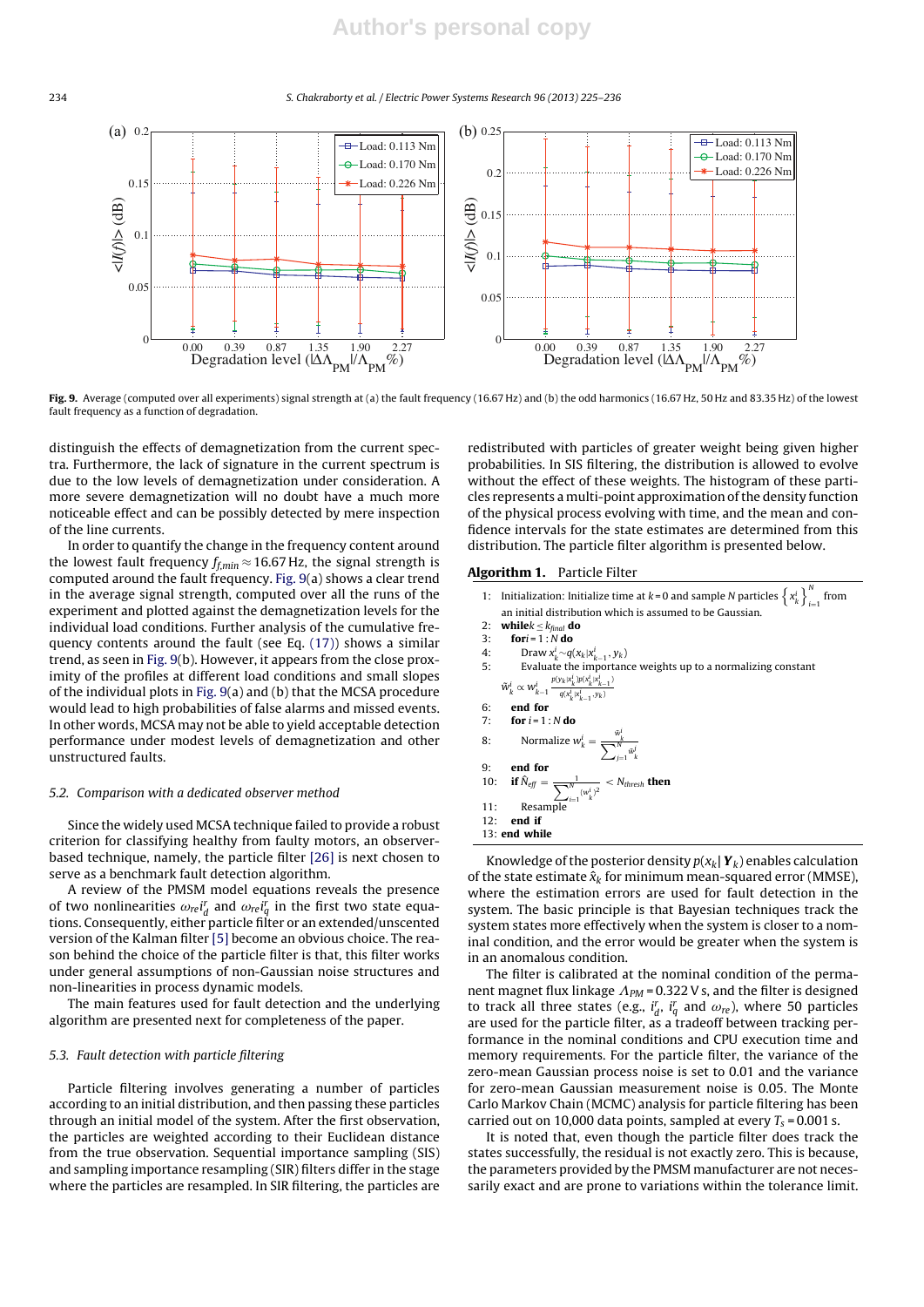**Fig. 9.** Average (computed over all experiments) signal strength at (a) the fault frequency (16.67 Hz) and (b) the odd harmonics (16.67 Hz, 50 Hz and 83.35 Hz) of the lowest fault frequency as a function of degradation.

distinguish the effects of demagnetization from the current spectra. Furthermore, the lack of signature in the current spectrum is due to the low levels of demagnetization under consideration. A more severe demagnetization will no doubt have a much more noticeable effect and can be possibly detected by mere inspection of the line currents.

In order to quantify the change in the frequency content around the lowest fault frequency $f_{f,min} \approx 16.67$ Hz, the signal strength is computed around the fault frequency. Fig. 9(a) shows a clear trend in the average signal strength, computed over all the runs of the experiment and plotted against the demagnetization levels for the individual load conditions. Further analysis of the cumulative frequency contents around the fault (see Eq. (17)) shows a similar trend, as seen in Fig. 9(b). However, it appears from the close proximity of the profiles at different load conditions and small slopes of the individual plots in Fig. 9(a) and (b) that the MCSA procedure would lead to high probabilities of false alarms and missed events. In other words, MCSA may not be able to yield acceptable detection performance under modest levels of demagnetization and other unstructured faults.

### 5.2. Comparison with a dedicated observer method

Since the widely used MCSA technique failed to provide a robust criterion for classifying healthy from faulty motors, an observer-based technique, namely, the particle filter [26] is next chosen to serve as a benchmark fault detection algorithm.

A review of the PMSM model equations reveals the presence of two nonlinearities $\omega_{re} i_d^r$ and $\omega_{re} i_q^r$ in the first two state equations. Consequently, either particle filter or an extended/unscented version of the Kalman filter [5] become an obvious choice. The reason behind the choice of the particle filter is that, this filter works under general assumptions of non-Gaussian noise structures and non-linearities in process dynamic models.

The main features used for fault detection and the underlying algorithm are presented next for completeness of the paper.

### 5.3. Fault detection with particle filtering

Particle filtering involves generating a number of particles according to an initial distribution, and then passing these particles through an initial model of the system. After the first observation, the particles are weighted according to their Euclidean distance from the true observation. Sequential importance sampling (SIS) and sampling importance resampling (SIR) filters differ in the stage where the particles are resampled. In SIR filtering, the particles are redistributed with particles of greater weight being given higher probabilities. In SIS filtering, the distribution is allowed to evolve without the effect of these weights. The histogram of these particles represents a multi-point approximation of the density function of the physical process evolving with time, and the mean and confidence intervals for the state estimates are determined from this distribution. The particle filter algorithm is presented below.

**Algorithm 1.** Particle Filter

1: Initialization: Initialize time at $k = 0$ and sample $N$ particles $\left\{x_k^i\right\}_{i=1}^N$ from an initial distribution which is assumed to be Gaussian.
2: **while** $k \le k_{final}$ **do**
3: **for** $i = 1 : N$ **do**
4: Draw $x_k^i \sim q(x_k | x_{k-1}^i, y_k)$
5: Evaluate the importance weights up to a normalizing constant $\tilde{w}_k^i \propto w_{k-1}^i \frac{p(y_k|x_k^i)p(x_k^i|x_{k-1}^i)}{q(x_k^i|x_{k-1}^i, y_k)}$
6: **end for**
7: **for** $i = 1 : N$ **do**
8: Normalize $w_k^i = \frac{\tilde{w}_k^i}{\sum_{j=1}^N \tilde{w}_k^j}$
9: **end for**
10: **if** $\hat{N}_{eff} = \frac{1}{\sum_{i=1}^N (w_k^i)^2} < N_{thresh}$ **then**
11: Resample
12: **end if**
13: **end while**

Knowledge of the posterior density $p(x_k | \boldsymbol{Y}_k)$ enables calculation of the state estimate $\hat{x}_k$ for minimum mean-squared error (MMSE), where the estimation errors are used for fault detection in the system. The basic principle is that Bayesian techniques track the system states more effectively when the system is closer to a nominal condition, and the error would be greater when the system is in an anomalous condition.

The filter is calibrated at the nominal condition of the permanent magnet flux linkage $\Lambda_{PM} = 0.322$ V s, and the filter is designed to track all three states (e.g., $i_d^r$, $i_q^r$ and $\omega_{re}$), where 50 particles are used for the particle filter, as a tradeoff between tracking performance in the nominal conditions and CPU execution time and memory requirements. For the particle filter, the variance of the zero-mean Gaussian process noise is set to 0.01 and the variance for zero-mean Gaussian measurement noise is 0.05. The Monte Carlo Markov Chain (MCMC) analysis for particle filtering has been carried out on 10,000 data points, sampled at every $T_s = 0.001$ s.

It is noted that, even though the particle filter does track the states successfully, the residual is not exactly zero. This is because, the parameters provided by the PMSM manufacturer are not necessarily exact and are prone to variations within the tolerance limit.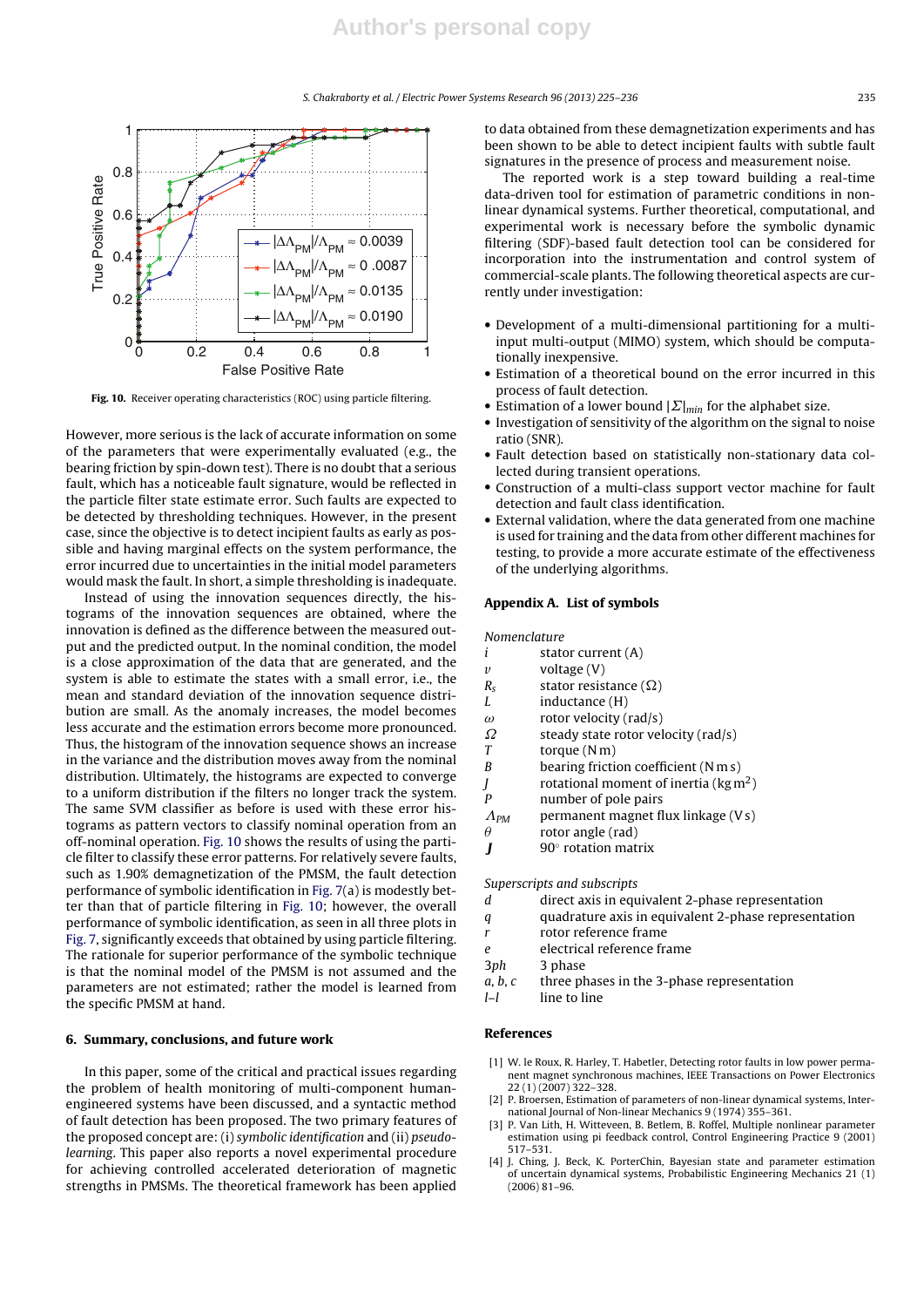Fig. 10. Receiver operating characteristics (ROC) using particle filtering.

However, more serious is the lack of accurate information on some of the parameters that were experimentally evaluated (e.g., the bearing friction by spin-down test). There is no doubt that a serious fault, which has a noticeable fault signature, would be reflected in the particle filter state estimate error. Such faults are expected to be detected by thresholding techniques. However, in the present case, since the objective is to detect incipient faults as early as possible and having marginal effects on the system performance, the error incurred due to uncertainties in the initial model parameters would mask the fault. In short, a simple thresholding is inadequate.

Instead of using the innovation sequences directly, the histograms of the innovation sequences are obtained, where the innovation is defined as the difference between the measured output and the predicted output. In the nominal condition, the model is a close approximation of the data that are generated, and the system is able to estimate the states with a small error, i.e., the mean and standard deviation of the innovation sequence distribution are small. As the anomaly increases, the model becomes less accurate and the estimation errors become more pronounced. Thus, the histogram of the innovation sequence shows an increase in the variance and the distribution moves away from the nominal distribution. Ultimately, the histograms are expected to converge to a uniform distribution if the filters no longer track the system. The same SVM classifier as before is used with these error histograms as pattern vectors to classify nominal operation from an off-nominal operation. Fig. 10 shows the results of using the particle filter to classify these error patterns. For relatively severe faults, such as 1.90% demagnetization of the PMSM, the fault detection performance of symbolic identification in Fig. 7(a) is modestly better than that of particle filtering in Fig. 10; however, the overall performance of symbolic identification, as seen in all three plots in Fig. 7, significantly exceeds that obtained by using particle filtering. The rationale for superior performance of the symbolic technique is that the nominal model of the PMSM is not assumed and the parameters are not estimated; rather the model is learned from the specific PMSM at hand.

## 6. Summary, conclusions, and future work

In this paper, some of the critical and practical issues regarding the problem of health monitoring of multi-component human-engineered systems have been discussed, and a syntactic method of fault detection has been proposed. The two primary features of the proposed concept are: (i) *symbolic identification* and (ii) *pseudo-learning*. This paper also reports a novel experimental procedure for achieving controlled accelerated deterioration of magnetic strengths in PMSMs. The theoretical framework has been applied to data obtained from these demagnetization experiments and has been shown to be able to detect incipient faults with subtle fault signatures in the presence of process and measurement noise.

The reported work is a step toward building a real-time data-driven tool for estimation of parametric conditions in non-linear dynamical systems. Further theoretical, computational, and experimental work is necessary before the symbolic dynamic filtering (SDF)-based fault detection tool can be considered for incorporation into the instrumentation and control system of commercial-scale plants. The following theoretical aspects are currently under investigation:

- Development of a multi-dimensional partitioning for a multi-input multi-output (MIMO) system, which should be computationally inexpensive.
- Estimation of a theoretical bound on the error incurred in this process of fault detection.
- Estimation of a lower bound $|\Sigma|_{min}$ for the alphabet size.
- Investigation of sensitivity of the algorithm on the signal to noise ratio (SNR).
- Fault detection based on statistically non-stationary data collected during transient operations.
- Construction of a multi-class support vector machine for fault detection and fault class identification.
- External validation, where the data generated from one machine is used for training and the data from other different machines for testing, to provide a more accurate estimate of the effectiveness of the underlying algorithms.

## Appendix A. List of symbols

*Nomenclature*

| | |
|---|---|
| $i$ | stator current (A) |
| $v$ | voltage (V) |
| $R_s$ | stator resistance (Ω) |
| $L$ | inductance (H) |
| $\omega$ | rotor velocity (rad/s) |
| $\Omega$ | steady state rotor velocity (rad/s) |
| $T$ | torque (N m) |
| $B$ | bearing friction coefficient (N m s) |
| $J$ | rotational moment of inertia (kg m$^2$) |
| $P$ | number of pole pairs |
| $\Lambda_{PM}$ | permanent magnet flux linkage (V s) |
| $\theta$ | rotor angle (rad) |
| $\mathbf{J}$ | 90° rotation matrix |

*Superscripts and subscripts*

| | |
|---|---|
| $d$ | direct axis in equivalent 2-phase representation |
| $q$ | quadrature axis in equivalent 2-phase representation |
| $r$ | rotor reference frame |
| $e$ | electrical reference frame |
| $3ph$ | 3 phase |
| $a, b, c$ | three phases in the 3-phase representation |
| $l$–$l$ | line to line |

## References

[1] W. le Roux, R. Harley, T. Habetler, Detecting rotor faults in low power permanent magnet synchronous machines, IEEE Transactions on Power Electronics 22 (1) (2007) 322–328.

[2] P. Broersen, Estimation of parameters of non-linear dynamical systems, International Journal of Non-linear Mechanics 9 (1974) 355–361.

[3] P. Van Lith, H. Witteveen, B. Betlem, B. Roffel, Multiple nonlinear parameter estimation using pi feedback control, Control Engineering Practice 9 (2001) 517–531.

[4] J. Ching, J. Beck, K. PorterChin, Bayesian state and parameter estimation of uncertain dynamical systems, Probabilistic Engineering Mechanics 21 (1) (2006) 81–96.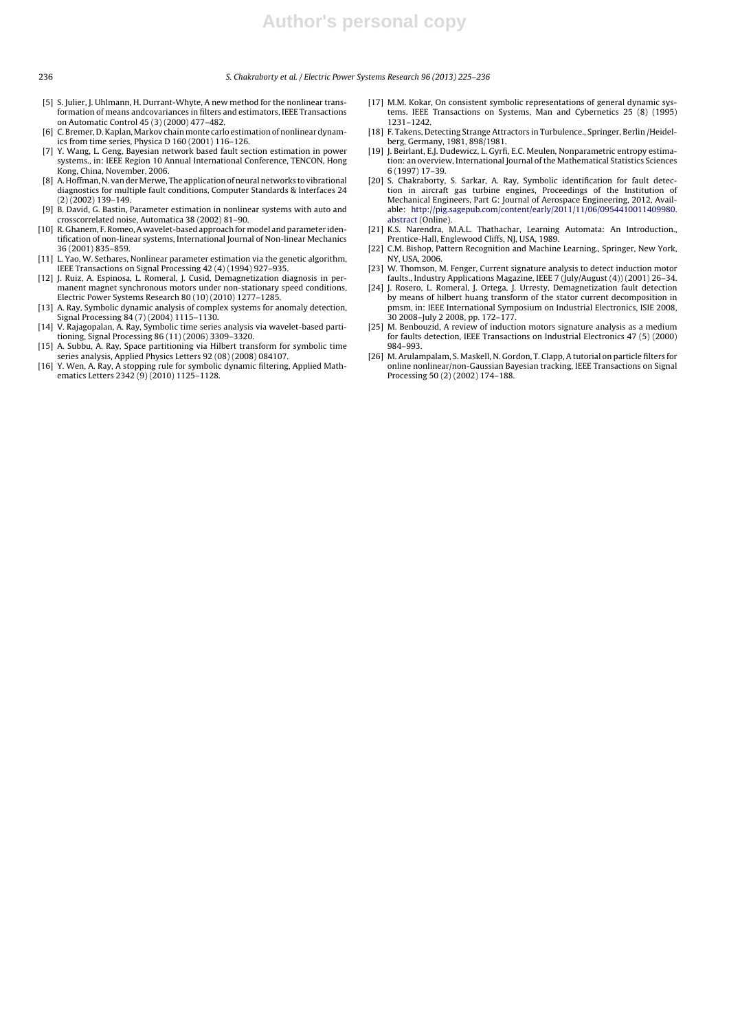[5] S. Julier, J. Uhlmann, H. Durrant-Whyte, A new method for the nonlinear transformation of means andcovariances in filters and estimators, IEEE Transactions on Automatic Control 45 (3) (2000) 477–482.

[6] C. Bremer, D. Kaplan, Markov chain monte carlo estimation of nonlinear dynamics from time series, Physica D 160 (2001) 116–126.

[7] Y. Wang, L. Geng, Bayesian network based fault section estimation in power systems., in: IEEE Region 10 Annual International Conference, TENCON, Hong Kong, China, November, 2006.

[8] A. Hoffman, N. van der Merwe, The application of neural networks to vibrational diagnostics for multiple fault conditions, Computer Standards & Interfaces 24 (2) (2002) 139–149.

[9] B. David, G. Bastin, Parameter estimation in nonlinear systems with auto and crosscorrelated noise, Automatica 38 (2002) 81–90.

[10] R. Ghanem, F. Romeo, A wavelet-based approach for model and parameter identification of non-linear systems, International Journal of Non-linear Mechanics 36 (2001) 835–859.

[11] L. Yao, W. Sethares, Nonlinear parameter estimation via the genetic algorithm, IEEE Transactions on Signal Processing 42 (4) (1994) 927–935.

[12] J. Ruiz, A. Espinosa, L. Romeral, J. Cusid, Demagnetization diagnosis in permanent magnet synchronous motors under non-stationary speed conditions, Electric Power Systems Research 80 (10) (2010) 1277–1285.

[13] A. Ray, Symbolic dynamic analysis of complex systems for anomaly detection, Signal Processing 84 (7) (2004) 1115–1130.

[14] V. Rajagopalan, A. Ray, Symbolic time series analysis via wavelet-based partitioning, Signal Processing 86 (11) (2006) 3309–3320.

[15] A. Subbu, A. Ray, Space partitioning via Hilbert transform for symbolic time series analysis, Applied Physics Letters 92 (08) (2008) 084107.

[16] Y. Wen, A. Ray, A stopping rule for symbolic dynamic filtering, Applied Mathematics Letters 2342 (9) (2010) 1125–1128.

[17] M.M. Kokar, On consistent symbolic representations of general dynamic systems. IEEE Transactions on Systems, Man and Cybernetics 25 (8) (1995) 1231–1242.

[18] F. Takens, Detecting Strange Attractors in Turbulence., Springer, Berlin /Heidelberg, Germany, 1981, 898/1981.

[19] J. Beirlant, E.J. Dudewicz, L. Gyrfi, E.C. Meulen, Nonparametric entropy estimation: an overview, International Journal of the Mathematical Statistics Sciences 6 (1997) 17–39.

[20] S. Chakraborty, S. Sarkar, A. Ray, Symbolic identification for fault detection in aircraft gas turbine engines, Proceedings of the Institution of Mechanical Engineers, Part G: Journal of Aerospace Engineering, 2012, Available: http://pig.sagepub.com/content/early/2011/11/06/0954410011409980.abstract (Online).

[21] K.S. Narendra, M.A.L. Thathachar, Learning Automata: An Introduction., Prentice-Hall, Englewood Cliffs, NJ, USA, 1989.

[22] C.M. Bishop, Pattern Recognition and Machine Learning., Springer, New York, NY, USA, 2006.

[23] W. Thomson, M. Fenger, Current signature analysis to detect induction motor faults., Industry Applications Magazine, IEEE 7 (July/August (4)) (2001) 26–34.

[24] J. Rosero, L. Romeral, J. Ortega, J. Urresty, Demagnetization fault detection by means of hilbert huang transform of the stator current decomposition in pmsm, in: IEEE International Symposium on Industrial Electronics, ISIE 2008, 30 2008–July 2 2008, pp. 172–177.

[25] M. Benbouzid, A review of induction motors signature analysis as a medium for faults detection, IEEE Transactions on Industrial Electronics 47 (5) (2000) 984–993.

[26] M. Arulampalam, S. Maskell, N. Gordon, T. Clapp, A tutorial on particle filters for online nonlinear/non-Gaussian Bayesian tracking, IEEE Transactions on Signal Processing 50 (2) (2002) 174–188.